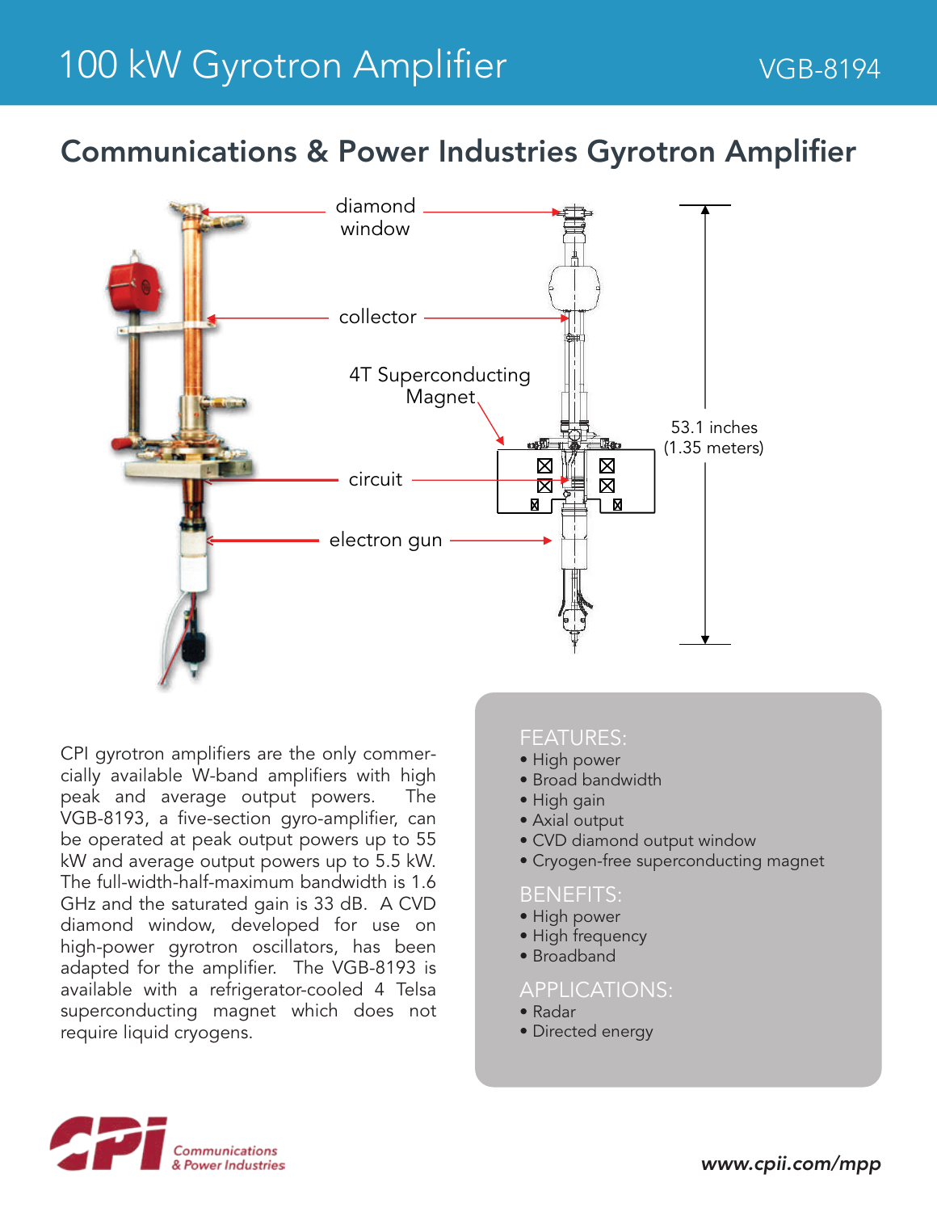# 100 kW Gyrotron Amplifier

VGB-8194

## Communications & Power Industries Gyrotron Amplifier

diamond window

collector

4T Superconducting Magnet

circuit

electron gun

53.1 inches (1.35 meters)

CPI gyrotron amplifiers are the only commercially available W-band amplifiers with high peak and average output powers. The VGB-8193, a five-section gyro-amplifier, can be operated at peak output powers up to 55 kW and average output powers up to 5.5 kW. The full-width-half-maximum bandwidth is 1.6 GHz and the saturated gain is 33 dB. A CVD diamond window, developed for use on high-power gyrotron oscillators, has been adapted for the amplifier. The VGB-8193 is available with a refrigerator-cooled 4 Telsa superconducting magnet which does not require liquid cryogens.

### FEATURES:

- High power
- Broad bandwidth
- High gain
- Axial output
- CVD diamond output window
- Cryogen-free superconducting magnet

### BENEFITS:

- High power
- High frequency
- Broadband

### APPLICATIONS:

- Radar
- Directed energy

Communications & Power Industries

*www.cpii.com/mpp*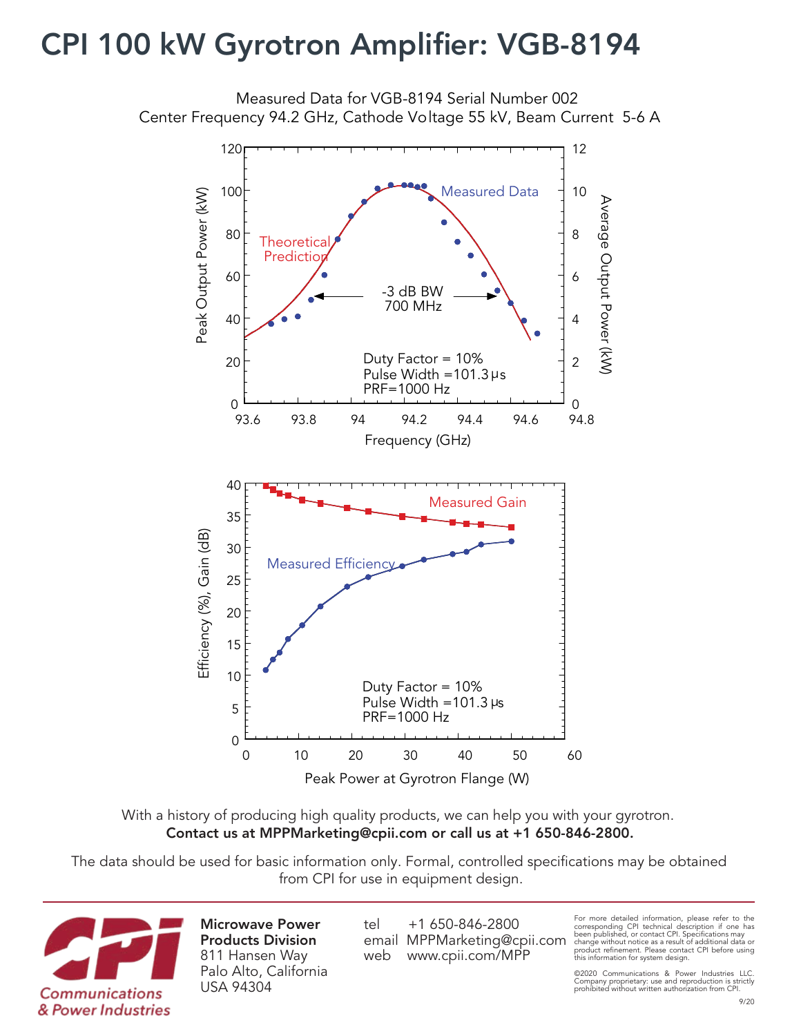# CPI 100 kW Gyrotron Amplifier: VGB-8194

Measured Data for VGB-8194 Serial Number 002
Center Frequency 94.2 GHz, Cathode Voltage 55 kV, Beam Current 5-6 A

Peak Output Power (kW)

Average Output Power (kW)

Frequency (GHz)

93.6 93.8 94 94.2 94.4 94.6 94.8

0 20 40 60 80 100 120

0 2 4 6 8 10 12

Measured Data

Theoretical Prediction

-3 dB BW
700 MHz

Duty Factor = 10%
Pulse Width =101.3 μs
PRF=1000 Hz

Efficiency (%), Gain (dB)

Peak Power at Gyrotron Flange (W)

0 10 20 30 40 50 60

0 5 10 15 20 25 30 35 40

Measured Gain

Measured Efficiency

Duty Factor = 10%
Pulse Width =101.3 μs
PRF=1000 Hz

With a history of producing high quality products, we can help you with your gyrotron.
**Contact us at MPPMarketing@cpii.com or call us at +1 650-846-2800.**

The data should be used for basic information only. Formal, controlled specifications may be obtained from CPI for use in equipment design.

Communications & Power Industries

**Microwave Power Products Division**
811 Hansen Way
Palo Alto, California
USA 94304

tel +1 650-846-2800
email MPPMarketing@cpii.com
web www.cpii.com/MPP

For more detailed information, please refer to the corresponding CPI technical description if one has been published, or contact CPI. Specifications may change without notice as a result of additional data or product refinement. Please contact CPI before using this information for system design.

©2020 Communications & Power Industries LLC. Company proprietary: use and reproduction is strictly prohibited without written authorization from CPI.

9/20